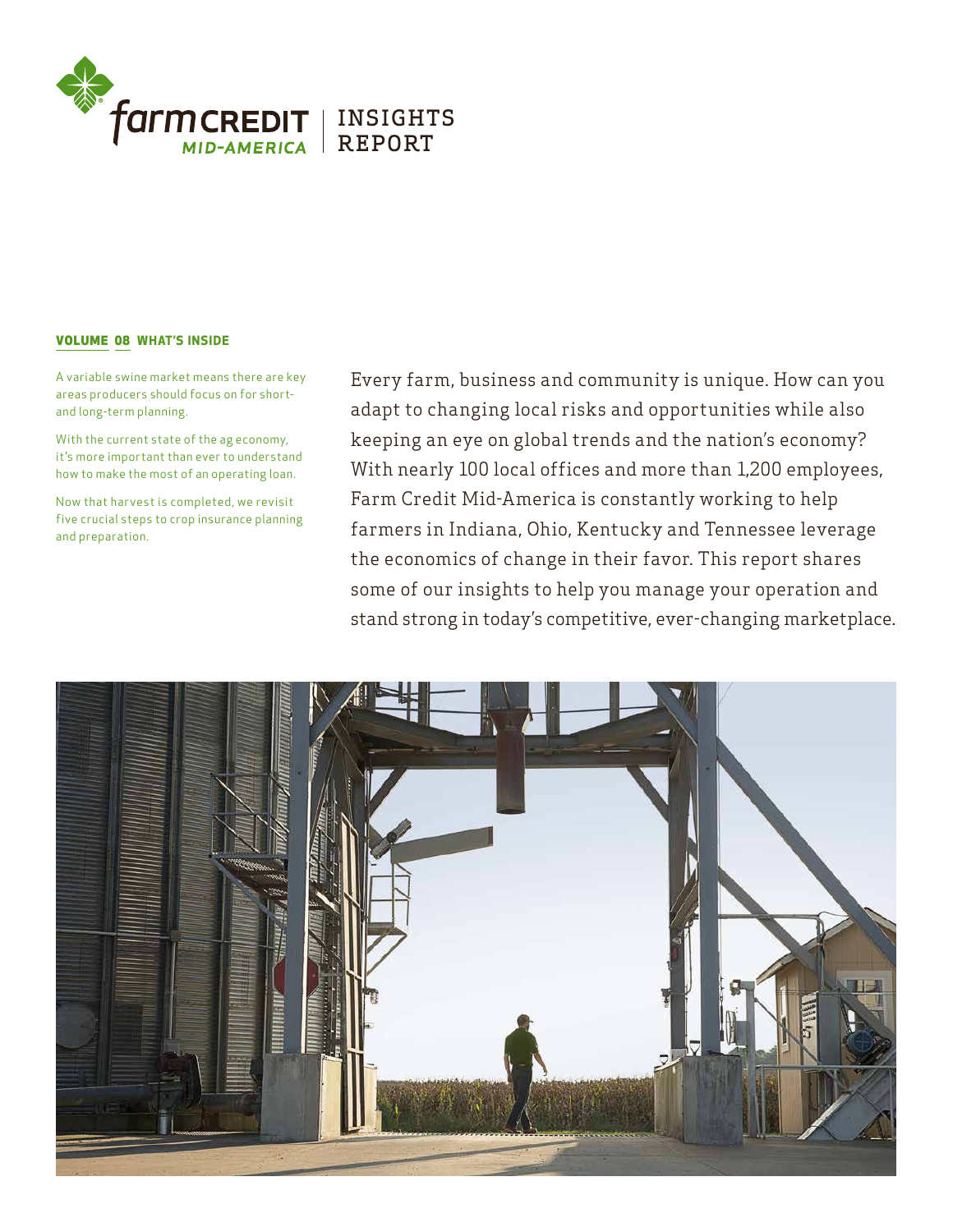# Farm Credit Mid-America INSIGHTS REPORT

**VOLUME 08 WHAT'S INSIDE**

A variable swine market means there are key areas producers should focus on for short- and long-term planning.

With the current state of the ag economy, it's more important than ever to understand how to make the most of an operating loan.

Now that harvest is completed, we revisit five crucial steps to crop insurance planning and preparation.

Every farm, business and community is unique. How can you adapt to changing local risks and opportunities while also keeping an eye on global trends and the nation's economy? With nearly 100 local offices and more than 1,200 employees, Farm Credit Mid-America is constantly working to help farmers in Indiana, Ohio, Kentucky and Tennessee leverage the economics of change in their favor. This report shares some of our insights to help you manage your operation and stand strong in today's competitive, ever-changing marketplace.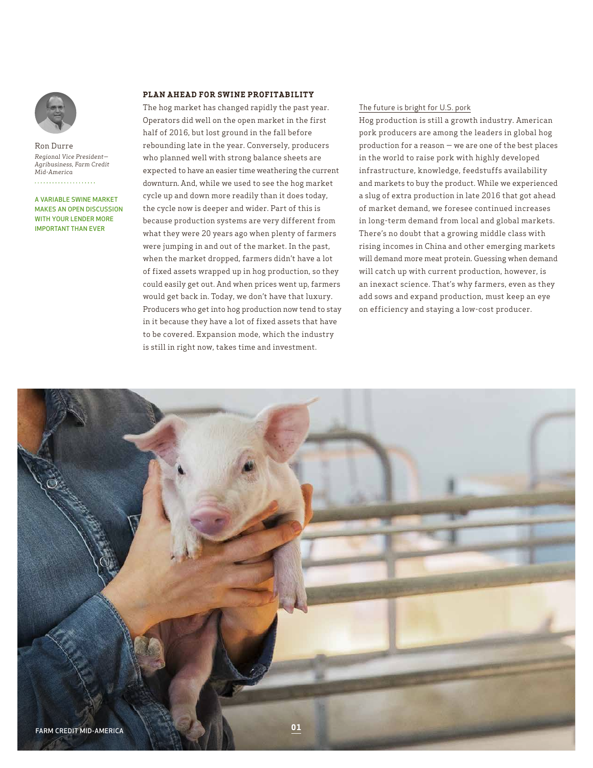Ron Durre

*Regional Vice President—Agribusiness, Farm Credit Mid-America*

A VARIABLE SWINE MARKET MAKES AN OPEN DISCUSSION WITH YOUR LENDER MORE IMPORTANT THAN EVER

## PLAN AHEAD FOR SWINE PROFITABILITY

The hog market has changed rapidly the past year. Operators did well on the open market in the first half of 2016, but lost ground in the fall before rebounding late in the year. Conversely, producers who planned well with strong balance sheets are expected to have an easier time weathering the current downturn. And, while we used to see the hog market cycle up and down more readily than it does today, the cycle now is deeper and wider. Part of this is because production systems are very different from what they were 20 years ago when plenty of farmers were jumping in and out of the market. In the past, when the market dropped, farmers didn't have a lot of fixed assets wrapped up in hog production, so they could easily get out. And when prices went up, farmers would get back in. Today, we don't have that luxury. Producers who get into hog production now tend to stay in it because they have a lot of fixed assets that have to be covered. Expansion mode, which the industry is still in right now, takes time and investment.

### The future is bright for U.S. pork

Hog production is still a growth industry. American pork producers are among the leaders in global hog production for a reason — we are one of the best places in the world to raise pork with highly developed infrastructure, knowledge, feedstuffs availability and markets to buy the product. While we experienced a slug of extra production in late 2016 that got ahead of market demand, we foresee continued increases in long-term demand from local and global markets. There's no doubt that a growing middle class with rising incomes in China and other emerging markets will demand more meat protein. Guessing when demand will catch up with current production, however, is an inexact science. That's why farmers, even as they add sows and expand production, must keep an eye on efficiency and staying a low-cost producer.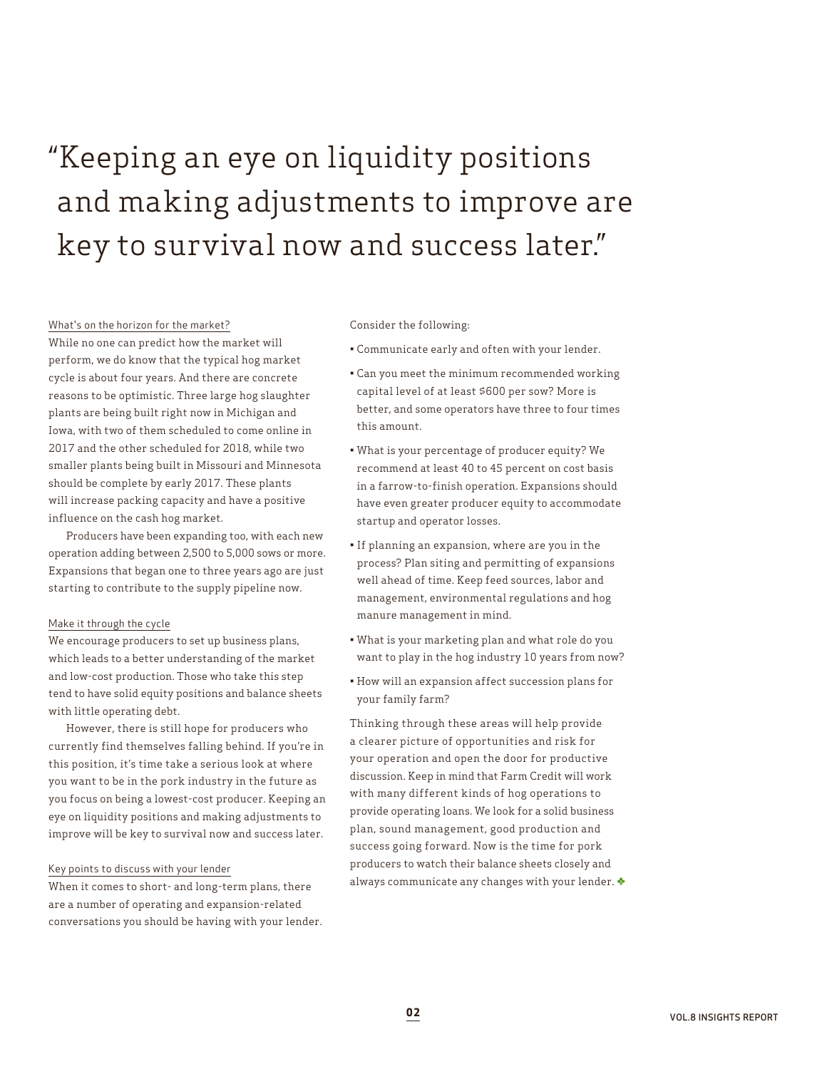> "Keeping an eye on liquidity positions and making adjustments to improve are key to survival now and success later."

### What's on the horizon for the market?

While no one can predict how the market will perform, we do know that the typical hog market cycle is about four years. And there are concrete reasons to be optimistic. Three large hog slaughter plants are being built right now in Michigan and Iowa, with two of them scheduled to come online in 2017 and the other scheduled for 2018, while two smaller plants being built in Missouri and Minnesota should be complete by early 2017. These plants will increase packing capacity and have a positive influence on the cash hog market.

Producers have been expanding too, with each new operation adding between 2,500 to 5,000 sows or more. Expansions that began one to three years ago are just starting to contribute to the supply pipeline now.

### Make it through the cycle

We encourage producers to set up business plans, which leads to a better understanding of the market and low-cost production. Those who take this step tend to have solid equity positions and balance sheets with little operating debt.

However, there is still hope for producers who currently find themselves falling behind. If you're in this position, it's time take a serious look at where you want to be in the pork industry in the future as you focus on being a lowest-cost producer. Keeping an eye on liquidity positions and making adjustments to improve will be key to survival now and success later.

### Key points to discuss with your lender

When it comes to short- and long-term plans, there are a number of operating and expansion-related conversations you should be having with your lender.

Consider the following:

- Communicate early and often with your lender.
- Can you meet the minimum recommended working capital level of at least $600 per sow? More is better, and some operators have three to four times this amount.
- What is your percentage of producer equity? We recommend at least 40 to 45 percent on cost basis in a farrow-to-finish operation. Expansions should have even greater producer equity to accommodate startup and operator losses.
- If planning an expansion, where are you in the process? Plan siting and permitting of expansions well ahead of time. Keep feed sources, labor and management, environmental regulations and hog manure management in mind.
- What is your marketing plan and what role do you want to play in the hog industry 10 years from now?
- How will an expansion affect succession plans for your family farm?

Thinking through these areas will help provide a clearer picture of opportunities and risk for your operation and open the door for productive discussion. Keep in mind that Farm Credit will work with many different kinds of hog operations to provide operating loans. We look for a solid business plan, sound management, good production and success going forward. Now is the time for pork producers to watch their balance sheets closely and always communicate any changes with your lender.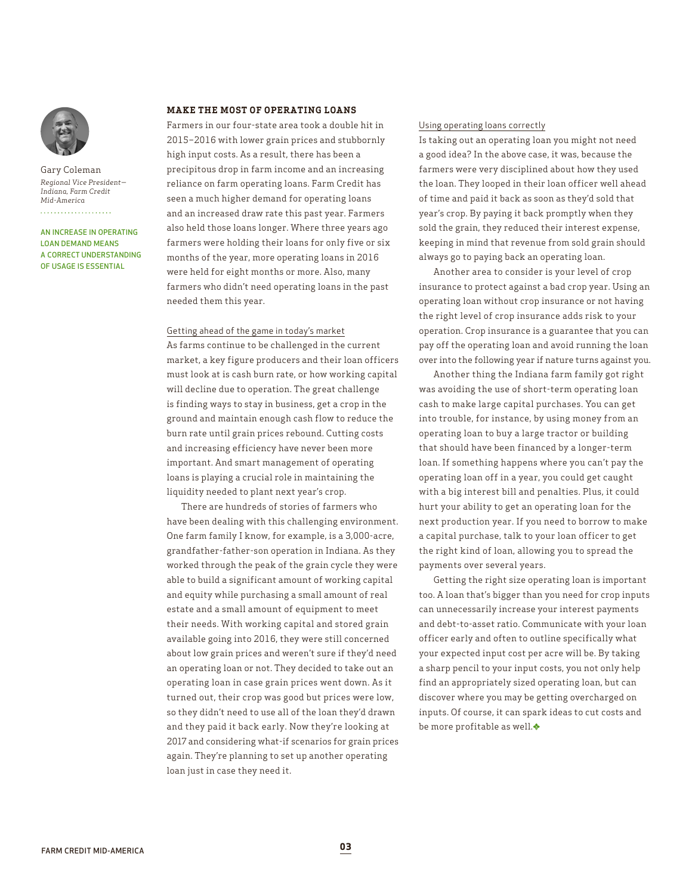Gary Coleman
*Regional Vice President—Indiana, Farm Credit Mid-America*

AN INCREASE IN OPERATING LOAN DEMAND MEANS A CORRECT UNDERSTANDING OF USAGE IS ESSENTIAL

## MAKE THE MOST OF OPERATING LOANS

Farmers in our four-state area took a double hit in 2015–2016 with lower grain prices and stubbornly high input costs. As a result, there has been a precipitous drop in farm income and an increasing reliance on farm operating loans. Farm Credit has seen a much higher demand for operating loans and an increased draw rate this past year. Farmers also held those loans longer. Where three years ago farmers were holding their loans for only five or six months of the year, more operating loans in 2016 were held for eight months or more. Also, many farmers who didn't need operating loans in the past needed them this year.

### Getting ahead of the game in today's market

As farms continue to be challenged in the current market, a key figure producers and their loan officers must look at is cash burn rate, or how working capital will decline due to operation. The great challenge is finding ways to stay in business, get a crop in the ground and maintain enough cash flow to reduce the burn rate until grain prices rebound. Cutting costs and increasing efficiency have never been more important. And smart management of operating loans is playing a crucial role in maintaining the liquidity needed to plant next year's crop.

There are hundreds of stories of farmers who have been dealing with this challenging environment. One farm family I know, for example, is a 3,000-acre, grandfather-father-son operation in Indiana. As they worked through the peak of the grain cycle they were able to build a significant amount of working capital and equity while purchasing a small amount of real estate and a small amount of equipment to meet their needs. With working capital and stored grain available going into 2016, they were still concerned about low grain prices and weren't sure if they'd need an operating loan or not. They decided to take out an operating loan in case grain prices went down. As it turned out, their crop was good but prices were low, so they didn't need to use all of the loan they'd drawn and they paid it back early. Now they're looking at 2017 and considering what-if scenarios for grain prices again. They're planning to set up another operating loan just in case they need it.

### Using operating loans correctly

Is taking out an operating loan you might not need a good idea? In the above case, it was, because the farmers were very disciplined about how they used the loan. They looped in their loan officer well ahead of time and paid it back as soon as they'd sold that year's crop. By paying it back promptly when they sold the grain, they reduced their interest expense, keeping in mind that revenue from sold grain should always go to paying back an operating loan.

Another area to consider is your level of crop insurance to protect against a bad crop year. Using an operating loan without crop insurance or not having the right level of crop insurance adds risk to your operation. Crop insurance is a guarantee that you can pay off the operating loan and avoid running the loan over into the following year if nature turns against you.

Another thing the Indiana farm family got right was avoiding the use of short-term operating loan cash to make large capital purchases. You can get into trouble, for instance, by using money from an operating loan to buy a large tractor or building that should have been financed by a longer-term loan. If something happens where you can't pay the operating loan off in a year, you could get caught with a big interest bill and penalties. Plus, it could hurt your ability to get an operating loan for the next production year. If you need to borrow to make a capital purchase, talk to your loan officer to get the right kind of loan, allowing you to spread the payments over several years.

Getting the right size operating loan is important too. A loan that's bigger than you need for crop inputs can unnecessarily increase your interest payments and debt-to-asset ratio. Communicate with your loan officer early and often to outline specifically what your expected input cost per acre will be. By taking a sharp pencil to your input costs, you not only help find an appropriately sized operating loan, but can discover where you may be getting overcharged on inputs. Of course, it can spark ideas to cut costs and be more profitable as well.❖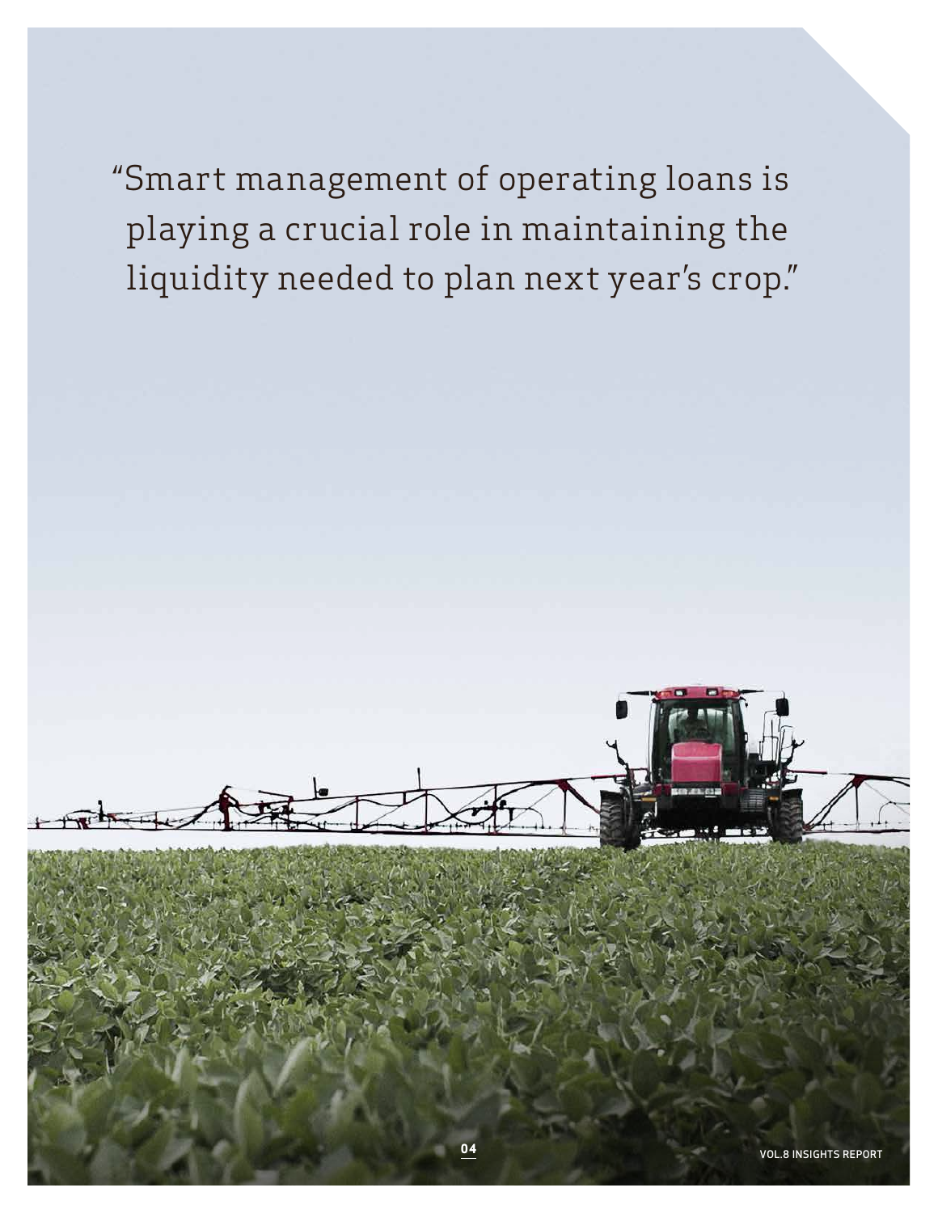"Smart management of operating loans is playing a crucial role in maintaining the liquidity needed to plan next year's crop."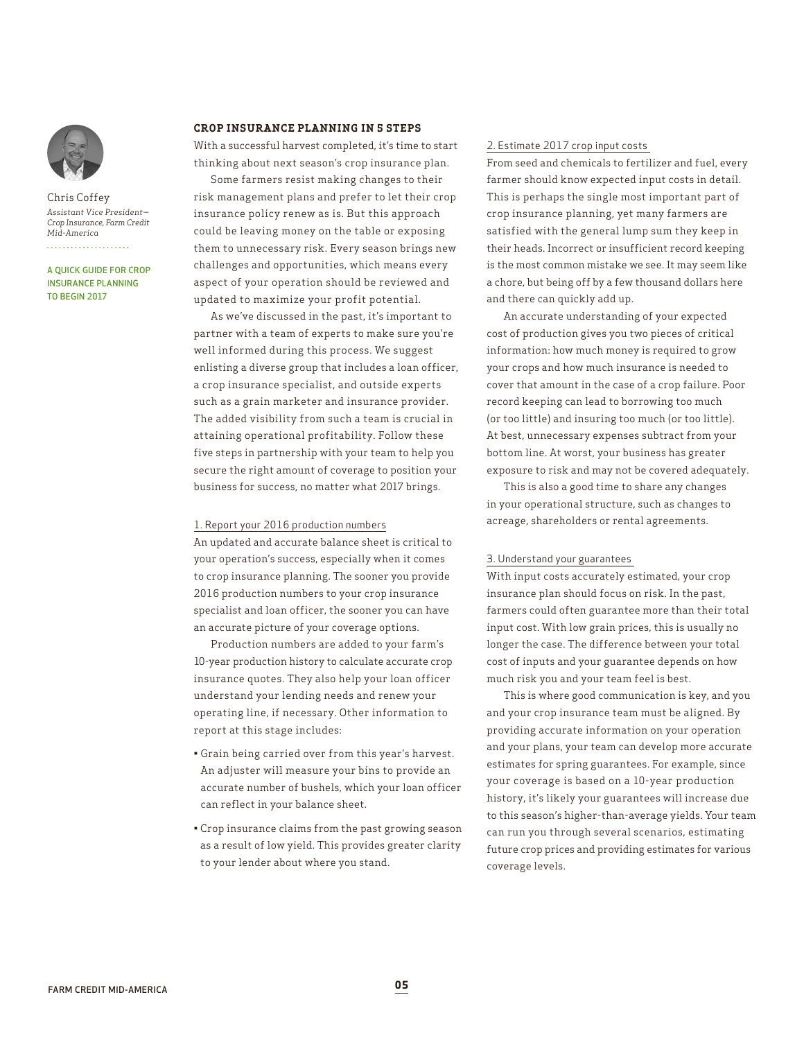Chris Coffey
*Assistant Vice President—Crop Insurance, Farm Credit Mid-America*

A QUICK GUIDE FOR CROP INSURANCE PLANNING TO BEGIN 2017

## CROP INSURANCE PLANNING IN 5 STEPS

With a successful harvest completed, it's time to start thinking about next season's crop insurance plan.

Some farmers resist making changes to their risk management plans and prefer to let their crop insurance policy renew as is. But this approach could be leaving money on the table or exposing them to unnecessary risk. Every season brings new challenges and opportunities, which means every aspect of your operation should be reviewed and updated to maximize your profit potential.

As we've discussed in the past, it's important to partner with a team of experts to make sure you're well informed during this process. We suggest enlisting a diverse group that includes a loan officer, a crop insurance specialist, and outside experts such as a grain marketer and insurance provider. The added visibility from such a team is crucial in attaining operational profitability. Follow these five steps in partnership with your team to help you secure the right amount of coverage to position your business for success, no matter what 2017 brings.

### 1. Report your 2016 production numbers

An updated and accurate balance sheet is critical to your operation's success, especially when it comes to crop insurance planning. The sooner you provide 2016 production numbers to your crop insurance specialist and loan officer, the sooner you can have an accurate picture of your coverage options.

Production numbers are added to your farm's 10-year production history to calculate accurate crop insurance quotes. They also help your loan officer understand your lending needs and renew your operating line, if necessary. Other information to report at this stage includes:

- Grain being carried over from this year's harvest. An adjuster will measure your bins to provide an accurate number of bushels, which your loan officer can reflect in your balance sheet.
- Crop insurance claims from the past growing season as a result of low yield. This provides greater clarity to your lender about where you stand.

### 2. Estimate 2017 crop input costs

From seed and chemicals to fertilizer and fuel, every farmer should know expected input costs in detail. This is perhaps the single most important part of crop insurance planning, yet many farmers are satisfied with the general lump sum they keep in their heads. Incorrect or insufficient record keeping is the most common mistake we see. It may seem like a chore, but being off by a few thousand dollars here and there can quickly add up.

An accurate understanding of your expected cost of production gives you two pieces of critical information: how much money is required to grow your crops and how much insurance is needed to cover that amount in the case of a crop failure. Poor record keeping can lead to borrowing too much (or too little) and insuring too much (or too little). At best, unnecessary expenses subtract from your bottom line. At worst, your business has greater exposure to risk and may not be covered adequately.

This is also a good time to share any changes in your operational structure, such as changes to acreage, shareholders or rental agreements.

### 3. Understand your guarantees

With input costs accurately estimated, your crop insurance plan should focus on risk. In the past, farmers could often guarantee more than their total input cost. With low grain prices, this is usually no longer the case. The difference between your total cost of inputs and your guarantee depends on how much risk you and your team feel is best.

This is where good communication is key, and you and your crop insurance team must be aligned. By providing accurate information on your operation and your plans, your team can develop more accurate estimates for spring guarantees. For example, since your coverage is based on a 10-year production history, it's likely your guarantees will increase due to this season's higher-than-average yields. Your team can run you through several scenarios, estimating future crop prices and providing estimates for various coverage levels.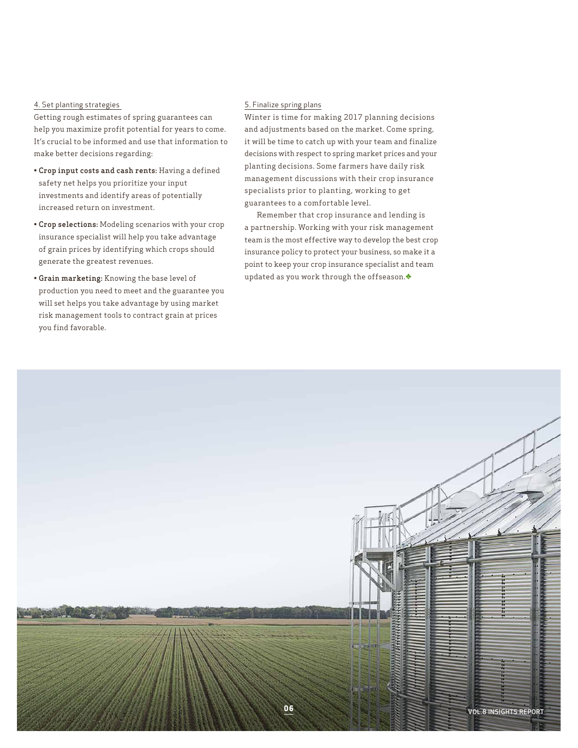### 4. Set planting strategies

Getting rough estimates of spring guarantees can help you maximize profit potential for years to come. It's crucial to be informed and use that information to make better decisions regarding:

- **Crop input costs and cash rents:** Having a defined safety net helps you prioritize your input investments and identify areas of potentially increased return on investment.
- **Crop selections:** Modeling scenarios with your crop insurance specialist will help you take advantage of grain prices by identifying which crops should generate the greatest revenues.
- **Grain marketing:** Knowing the base level of production you need to meet and the guarantee you will set helps you take advantage by using market risk management tools to contract grain at prices you find favorable.

### 5. Finalize spring plans

Winter is time for making 2017 planning decisions and adjustments based on the market. Come spring, it will be time to catch up with your team and finalize decisions with respect to spring market prices and your planting decisions. Some farmers have daily risk management discussions with their crop insurance specialists prior to planting, working to get guarantees to a comfortable level.

Remember that crop insurance and lending is a partnership. Working with your risk management team is the most effective way to develop the best crop insurance policy to protect your business, so make it a point to keep your crop insurance specialist and team updated as you work through the offseason.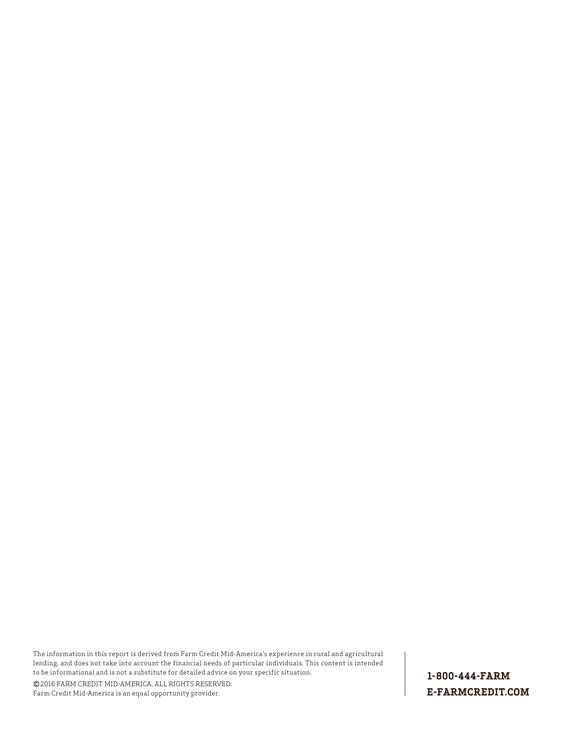The information in this report is derived from Farm Credit Mid-America's experience in rural and agricultural lending, and does not take into account the financial needs of particular individuals. This content is intended to be informational and is not a substitute for detailed advice on your specific situation.

© 2016 FARM CREDIT MID-AMERICA. ALL RIGHTS RESERVED.
Farm Credit Mid-America is an equal opportunity provider.

**1-800-444-FARM**
**E-FARMCREDIT.COM**